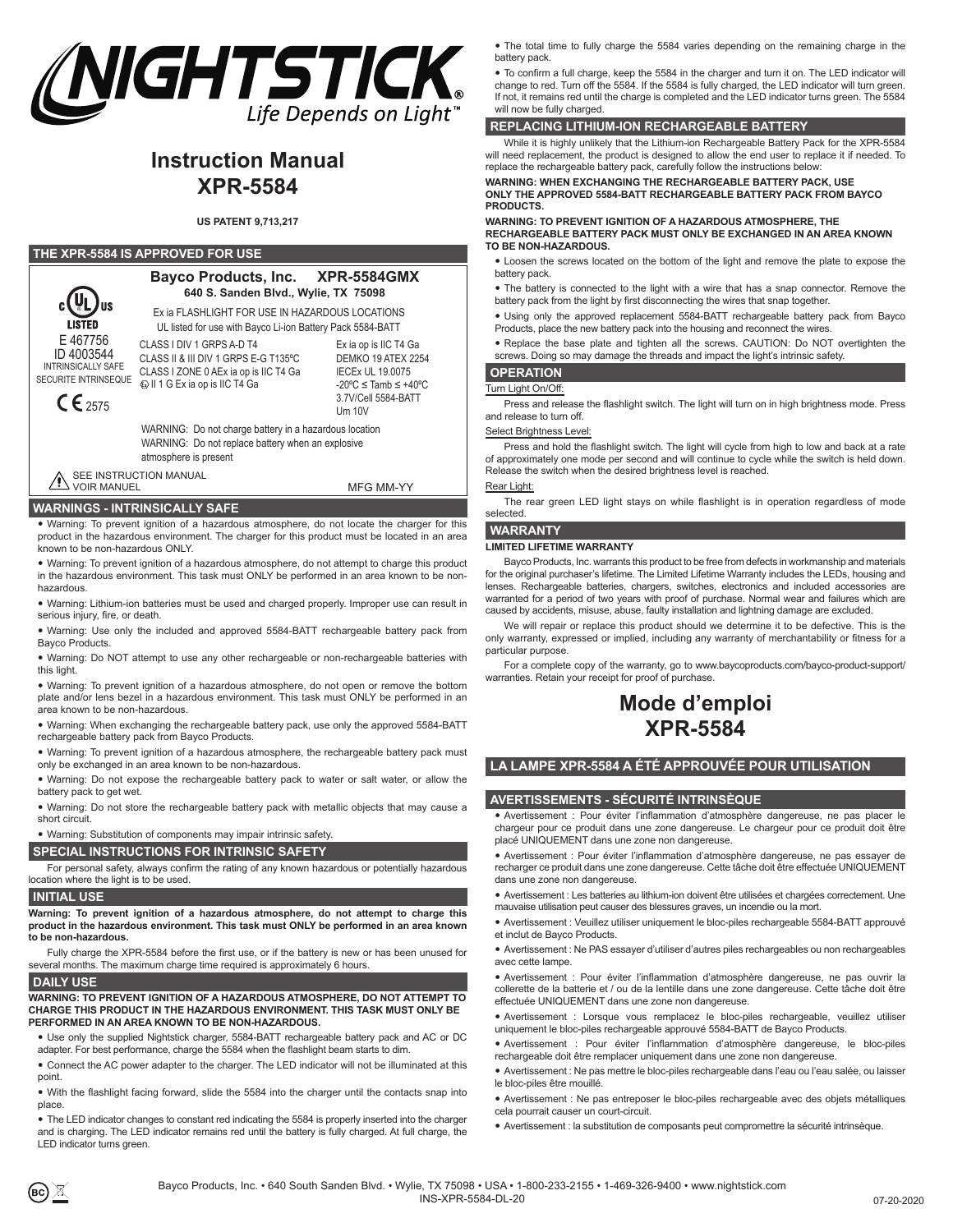# NIGHTSTICK®

*Life Depends on Light™*

# Instruction Manual
# XPR-5584

**US PATENT 9,713,217**

## THE XPR-5584 IS APPROVED FOR USE

c UL us LISTED
E 467756
ID 4003544
INTRINSICALLY SAFE
SECURITE INTRINSEQUE
CE 2575

**Bayco Products, Inc. XPR-5584GMX**
**640 S. Sanden Blvd., Wylie, TX 75098**

Ex ia FLASHLIGHT FOR USE IN HAZARDOUS LOCATIONS
UL listed for use with Bayco Li-ion Battery Pack 5584-BATT

CLASS I DIV 1 GRPS A-D T4
CLASS II & III DIV 1 GRPS E-G T135ºC
CLASS I ZONE 0 AEx ia op is IIC T4 Ga
Ex II 1 G Ex ia op is IIC T4 Ga

Ex ia op is IIC T4 Ga
DEMKO 19 ATEX 2254
IECEx UL 19.0075
-20ºC ≤ Tamb ≤ +40ºC
3.7V/Cell 5584-BATT
Um 10V

WARNING: Do not charge battery in a hazardous location
WARNING: Do not replace battery when an explosive atmosphere is present

SEE INSTRUCTION MANUAL
VOIR MANUEL

MFG MM-YY

## WARNINGS - INTRINSICALLY SAFE

- Warning: To prevent ignition of a hazardous atmosphere, do not locate the charger for this product in the hazardous environment. The charger for this product must be located in an area known to be non-hazardous ONLY.
- Warning: To prevent ignition of a hazardous atmosphere, do not attempt to charge this product in the hazardous environment. This task must ONLY be performed in an area known to be non-hazardous.
- Warning: Lithium-ion batteries must be used and charged properly. Improper use can result in serious injury, fire, or death.
- Warning: Use only the included and approved 5584-BATT rechargeable battery pack from Bayco Products.
- Warning: Do NOT attempt to use any other rechargeable or non-rechargeable batteries with this light.
- Warning: To prevent ignition of a hazardous atmosphere, do not open or remove the bottom plate and/or lens bezel in a hazardous environment. This task must ONLY be performed in an area known to be non-hazardous.
- Warning: When exchanging the rechargeable battery pack, use only the approved 5584-BATT rechargeable battery pack from Bayco Products.
- Warning: To prevent ignition of a hazardous atmosphere, the rechargeable battery pack must only be exchanged in an area known to be non-hazardous.
- Warning: Do not expose the rechargeable battery pack to water or salt water, or allow the battery pack to get wet.
- Warning: Do not store the rechargeable battery pack with metallic objects that may cause a short circuit.
- Warning: Substitution of components may impair intrinsic safety.

## SPECIAL INSTRUCTIONS FOR INTRINSIC SAFETY

For personal safety, always confirm the rating of any known hazardous or potentially hazardous location where the light is to be used.

## INITIAL USE

**Warning: To prevent ignition of a hazardous atmosphere, do not attempt to charge this product in the hazardous environment. This task must ONLY be performed in an area known to be non-hazardous.**

Fully charge the XPR-5584 before the first use, or if the battery is new or has been unused for several months. The maximum charge time required is approximately 6 hours.

## DAILY USE

**WARNING: TO PREVENT IGNITION OF A HAZARDOUS ATMOSPHERE, DO NOT ATTEMPT TO CHARGE THIS PRODUCT IN THE HAZARDOUS ENVIRONMENT. THIS TASK MUST ONLY BE PERFORMED IN AN AREA KNOWN TO BE NON-HAZARDOUS.**

- Use only the supplied Nightstick charger, 5584-BATT rechargeable battery pack and AC or DC adapter. For best performance, charge the 5584 when the flashlight beam starts to dim.
- Connect the AC power adapter to the charger. The LED indicator will not be illuminated at this point.
- With the flashlight facing forward, slide the 5584 into the charger until the contacts snap into place.
- The LED indicator changes to constant red indicating the 5584 is properly inserted into the charger and is charging. The LED indicator remains red until the battery is fully charged. At full charge, the LED indicator turns green.
- The total time to fully charge the 5584 varies depending on the remaining charge in the battery pack.
- To confirm a full charge, keep the 5584 in the charger and turn it on. The LED indicator will change to red. Turn off the 5584. If the 5584 is fully charged, the LED indicator will turn green. If not, it remains red until the charge is completed and the LED indicator turns green. The 5584 will now be fully charged.

## REPLACING LITHIUM-ION RECHARGEABLE BATTERY

While it is highly unlikely that the Lithium-ion Rechargeable Battery Pack for the XPR-5584 will need replacement, the product is designed to allow the end user to replace it if needed. To replace the rechargeable battery pack, carefully follow the instructions below:

**WARNING: WHEN EXCHANGING THE RECHARGEABLE BATTERY PACK, USE ONLY THE APPROVED 5584-BATT RECHARGEABLE BATTERY PACK FROM BAYCO PRODUCTS.**

**WARNING: TO PREVENT IGNITION OF A HAZARDOUS ATMOSPHERE, THE RECHARGEABLE BATTERY PACK MUST ONLY BE EXCHANGED IN AN AREA KNOWN TO BE NON-HAZARDOUS.**

- Loosen the screws located on the bottom of the light and remove the plate to expose the battery pack.
- The battery is connected to the light with a wire that has a snap connector. Remove the battery pack from the light by first disconnecting the wires that snap together.
- Using only the approved replacement 5584-BATT rechargeable battery pack from Bayco Products, place the new battery pack into the housing and reconnect the wires.
- Replace the base plate and tighten all the screws. CAUTION: Do NOT overtighten the screws. Doing so may damage the threads and impact the light's intrinsic safety.

## OPERATION

Turn Light On/Off:

Press and release the flashlight switch. The light will turn on in high brightness mode. Press and release to turn off.

Select Brightness Level:

Press and hold the flashlight switch. The light will cycle from high to low and back at a rate of approximately one mode per second and will continue to cycle while the switch is held down. Release the switch when the desired brightness level is reached.

Rear Light:

The rear green LED light stays on while flashlight is in operation regardless of mode selected.

## WARRANTY

**LIMITED LIFETIME WARRANTY**

Bayco Products, Inc. warrants this product to be free from defects in workmanship and materials for the original purchaser's lifetime. The Limited Lifetime Warranty includes the LEDs, housing and lenses. Rechargeable batteries, chargers, switches, electronics and included accessories are warranted for a period of two years with proof of purchase. Normal wear and failures which are caused by accidents, misuse, abuse, faulty installation and lightning damage are excluded.

We will repair or replace this product should we determine it to be defective. This is the only warranty, expressed or implied, including any warranty of merchantability or fitness for a particular purpose.

For a complete copy of the warranty, go to www.baycoproducts.com/bayco-product-support/warranties. Retain your receipt for proof of purchase.

# Mode d'emploi
# XPR-5584

## LA LAMPE XPR-5584 A ÉTÉ APPROUVÉE POUR UTILISATION

## AVERTISSEMENTS - SÉCURITÉ INTRINSÈQUE

- Avertissement : Pour éviter l'inflammation d'atmosphère dangereuse, ne pas placer le chargeur pour ce produit dans une zone dangereuse. Le chargeur pour ce produit doit être placé UNIQUEMENT dans une zone non dangereuse.
- Avertissement : Pour éviter l'inflammation d'atmosphère dangereuse, ne pas essayer de recharger ce produit dans une zone dangereuse. Cette tâche doit être effectuée UNIQUEMENT dans une zone non dangereuse.
- Avertissement : Les batteries au lithium-ion doivent être utilisées et chargées correctement. Une mauvaise utilisation peut causer des blessures graves, un incendie ou la mort.
- Avertissement : Veuillez utiliser uniquement le bloc-piles rechargeable 5584-BATT approuvé et inclut de Bayco Products.
- Avertissement : Ne PAS essayer d'utiliser d'autres piles rechargeables ou non rechargeables avec cette lampe.
- Avertissement : Pour éviter l'inflammation d'atmosphère dangereuse, ne pas ouvrir la collerette de la batterie et / ou de la lentille dans une zone dangereuse. Cette tâche doit être effectuée UNIQUEMENT dans une zone non dangereuse.
- Avertissement : Lorsque vous remplacez le bloc-piles rechargeable, veuillez utiliser uniquement le bloc-piles rechargeable approuvé 5584-BATT de Bayco Products.
- Avertissement : Pour éviter l'inflammation d'atmosphère dangereuse, le bloc-piles rechargeable doit être remplacer uniquement dans une zone non dangereuse.
- Avertissement : Ne pas mettre le bloc-piles rechargeable dans l'eau ou l'eau salée, ou laisser le bloc-piles être mouillé.
- Avertissement : Ne pas entreposer le bloc-piles rechargeable avec des objets métalliques cela pourrait causer un court-circuit.
- Avertissement : la substitution de composants peut compromettre la sécurité intrinsèque.

Bayco Products, Inc. • 640 South Sanden Blvd. • Wylie, TX 75098 • USA • 1-800-233-2155 • 1-469-326-9400 • www.nightstick.com
INS-XPR-5584-DL-20

07-20-2020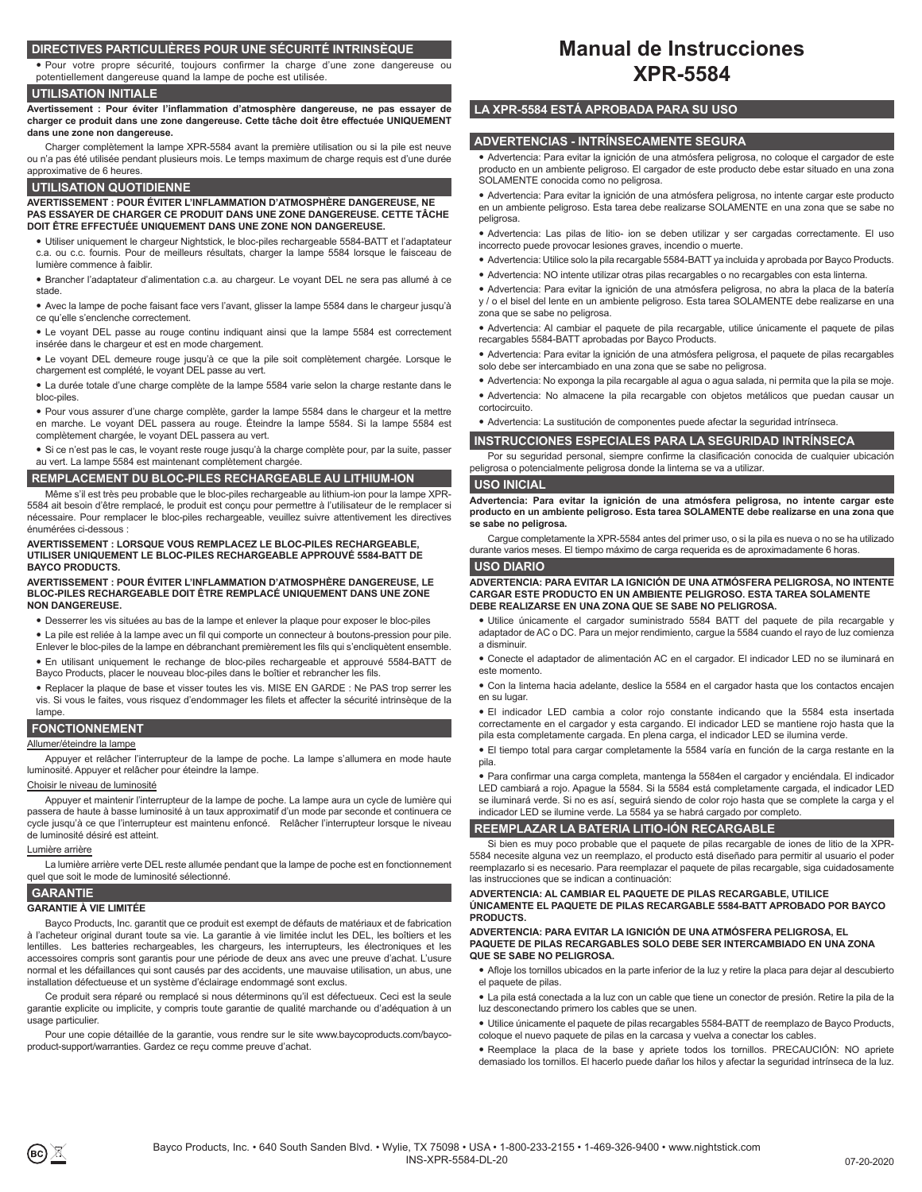## DIRECTIVES PARTICULIÈRES POUR UNE SÉCURITÉ INTRINSÈQUE

- Pour votre propre sécurité, toujours confirmer la charge d'une zone dangereuse ou potentiellement dangereuse quand la lampe de poche est utilisée.

## UTILISATION INITIALE

**Avertissement : Pour éviter l'inflammation d'atmosphère dangereuse, ne pas essayer de charger ce produit dans une zone dangereuse. Cette tâche doit être effectuée UNIQUEMENT dans une zone non dangereuse.**

Charger complètement la lampe XPR-5584 avant la première utilisation ou si la pile est neuve ou n'a pas été utilisée pendant plusieurs mois. Le temps maximum de charge requis est d'une durée approximative de 6 heures.

## UTILISATION QUOTIDIENNE

**AVERTISSEMENT : POUR ÉVITER L'INFLAMMATION D'ATMOSPHÈRE DANGEREUSE, NE PAS ESSAYER DE CHARGER CE PRODUIT DANS UNE ZONE DANGEREUSE. CETTE TÂCHE DOIT ÊTRE EFFECTUÉE UNIQUEMENT DANS UNE ZONE NON DANGEREUSE.**

- Utiliser uniquement le chargeur Nightstick, le bloc-piles rechargeable 5584-BATT et l'adaptateur c.a. ou c.c. fournis. Pour de meilleurs résultats, charger la lampe 5584 lorsque le faisceau de lumière commence à faiblir.
- Brancher l'adaptateur d'alimentation c.a. au chargeur. Le voyant DEL ne sera pas allumé à ce stade.
- Avec la lampe de poche faisant face vers l'avant, glisser la lampe 5584 dans le chargeur jusqu'à ce qu'elle s'enclenche correctement.
- Le voyant DEL passe au rouge continu indiquant ainsi que la lampe 5584 est correctement insérée dans le chargeur et est en mode chargement.
- Le voyant DEL demeure rouge jusqu'à ce que la pile soit complètement chargée. Lorsque le chargement est complété, le voyant DEL passe au vert.
- La durée totale d'une charge complète de la lampe 5584 varie selon la charge restante dans le bloc-piles.
- Pour vous assurer d'une charge complète, garder la lampe 5584 dans le chargeur et la mettre en marche. Le voyant DEL passera au rouge. Éteindre la lampe 5584. Si la lampe 5584 est complètement chargée, le voyant DEL passera au vert.
- Si ce n'est pas le cas, le voyant reste rouge jusqu'à la charge complète pour, par la suite, passer au vert. La lampe 5584 est maintenant complètement chargée.

## REMPLACEMENT DU BLOC-PILES RECHARGEABLE AU LITHIUM-ION

Même s'il est très peu probable que le bloc-piles rechargeable au lithium-ion pour la lampe XPR-5584 ait besoin d'être remplacé, le produit est conçu pour permettre à l'utilisateur de le remplacer si nécessaire. Pour remplacer le bloc-piles rechargeable, veuillez suivre attentivement les directives énumérées ci-dessous :

**AVERTISSEMENT : LORSQUE VOUS REMPLACEZ LE BLOC-PILES RECHARGEABLE, UTILISER UNIQUEMENT LE BLOC-PILES RECHARGEABLE APPROUVÉ 5584-BATT DE BAYCO PRODUCTS.**

**AVERTISSEMENT : POUR ÉVITER L'INFLAMMATION D'ATMOSPHÈRE DANGEREUSE, LE BLOC-PILES RECHARGEABLE DOIT ÊTRE REMPLACÉ UNIQUEMENT DANS UNE ZONE NON DANGEREUSE.**

- Desserrer les vis situées au bas de la lampe et enlever la plaque pour exposer le bloc-piles
- La pile est reliée à la lampe avec un fil qui comporte un connecteur à boutons-pression pour pile. Enlever le bloc-piles de la lampe en débranchant premièrement les fils qui s'encliquètent ensemble.
- En utilisant uniquement le rechange de bloc-piles rechargeable et approuvé 5584-BATT de Bayco Products, placer le nouveau bloc-piles dans le boîtier et rebrancher les fils.
- Replacer la plaque de base et visser toutes les vis. MISE EN GARDE : Ne PAS trop serrer les vis. Si vous le faites, vous risquez d'endommager les filets et affecter la sécurité intrinsèque de la lampe.

## FONCTIONNEMENT

Allumer/éteindre la lampe

Appuyer et relâcher l'interrupteur de la lampe de poche. La lampe s'allumera en mode haute luminosité. Appuyer et relâcher pour éteindre la lampe.

Choisir le niveau de luminosité

Appuyer et maintenir l'interrupteur de la lampe de poche. La lampe aura un cycle de lumière qui passera de haute à basse luminosité à un taux approximatif d'un mode par seconde et continuera ce cycle jusqu'à ce que l'interrupteur est maintenu enfoncé. Relâcher l'interrupteur lorsque le niveau de luminosité désiré est atteint.

Lumière arrière

La lumière arrière verte DEL reste allumée pendant que la lampe de poche est en fonctionnement quel que soit le mode de luminosité sélectionné.

## GARANTIE

**GARANTIE À VIE LIMITÉE**

Bayco Products, Inc. garantit que ce produit est exempt de défauts de matériaux et de fabrication à l'acheteur original durant toute sa vie. La garantie à vie limitée inclut les DEL, les boîtiers et les lentilles. Les batteries rechargeables, les chargeurs, les interrupteurs, les électroniques et les accessoires compris sont garantis pour une période de deux ans avec une preuve d'achat. L'usure normal et les défaillances qui sont causées par des accidents, une mauvaise utilisation, un abus, une installation défectueuse et un système d'éclairage endommagé sont exclus.

Ce produit sera réparé ou remplacé si nous déterminons qu'il est défectueux. Ceci est la seule garantie explicite ou implicite, y compris toute garantie de qualité marchande ou d'adéquation à un usage particulier.

Pour une copie détaillée de la garantie, vous rendre sur le site www.baycoproducts.com/bayco-product-support/warranties. Gardez ce reçu comme preuve d'achat.

# Manual de Instrucciones XPR-5584

## LA XPR-5584 ESTÁ APROBADA PARA SU USO

## ADVERTENCIAS - INTRÍNSECAMENTE SEGURA

- Advertencia: Para evitar la ignición de una atmósfera peligrosa, no coloque el cargador de este producto en un ambiente peligroso. El cargador de este producto debe estar situado en una zona SOLAMENTE conocida como no peligrosa.
- Advertencia: Para evitar la ignición de una atmósfera peligrosa, no intente cargar este producto en un ambiente peligroso. Esta tarea debe realizarse SOLAMENTE en una zona que se sabe no peligrosa.
- Advertencia: Las pilas de litio- ion se deben utilizar y ser cargadas correctamente. El uso incorrecto puede provocar lesiones graves, incendio o muerte.
- Advertencia: Utilice solo la pila recargable 5584-BATT ya incluida y aprobada por Bayco Products.
- Advertencia: NO intente utilizar otras pilas recargables o no recargables con esta linterna.
- Advertencia: Para evitar la ignición de una atmósfera peligrosa, no abra la placa de la batería y / o el bisel del lente en un ambiente peligroso. Esta tarea SOLAMENTE debe realizarse en una zona que se sabe no peligrosa.
- Advertencia: Al cambiar el paquete de pila recargable, utilice únicamente el paquete de pilas recargables 5584-BATT aprobadas por Bayco Products.
- Advertencia: Para evitar la ignición de una atmósfera peligrosa, el paquete de pilas recargables solo debe ser intercambiado en una zona que se sabe no peligrosa.
- Advertencia: No exponga la pila recargable al agua o agua salada, ni permita que la pila se moje.
- Advertencia: No almacene la pila recargable con objetos metálicos que puedan causar un cortocircuito.
- Advertencia: La sustitución de componentes puede afectar la seguridad intrínseca.

## INSTRUCCIONES ESPECIALES PARA LA SEGURIDAD INTRÍNSECA

Por su seguridad personal, siempre confirme la clasificación conocida de cualquier ubicación peligrosa o potencialmente peligrosa donde la linterna se va a utilizar.

## USO INICIAL

**Advertencia: Para evitar la ignición de una atmósfera peligrosa, no intente cargar este producto en un ambiente peligroso. Esta tarea SOLAMENTE debe realizarse en una zona que se sabe no peligrosa.**

Cargue completamente la XPR-5584 antes del primer uso, o si la pila es nueva o no se ha utilizado durante varios meses. El tiempo máximo de carga requerida es de aproximadamente 6 horas.

## USO DIARIO

**ADVERTENCIA: PARA EVITAR LA IGNICIÓN DE UNA ATMÓSFERA PELIGROSA, NO INTENTE CARGAR ESTE PRODUCTO EN UN AMBIENTE PELIGROSO. ESTA TAREA SOLAMENTE DEBE REALIZARSE EN UNA ZONA QUE SE SABE NO PELIGROSA.**

- Utilice únicamente el cargador suministrado 5584 BATT del paquete de pila recargable y adaptador de AC o DC. Para un mejor rendimiento, cargue la 5584 cuando el rayo de luz comienza a disminuir.
- Conecte el adaptador de alimentación AC en el cargador. El indicador LED no se iluminará en este momento.
- Con la linterna hacia adelante, deslice la 5584 en el cargador hasta que los contactos encajen en su lugar.
- El indicador LED cambia a color rojo constante indicando que la 5584 esta insertada correctamente en el cargador y esta cargando. El indicador LED se mantiene rojo hasta que la pila esta completamente cargada. En plena carga, el indicador LED se ilumina verde.
- El tiempo total para cargar completamente la 5584 varía en función de la carga restante en la pila.
- Para confirmar una carga completa, mantenga la 5584en el cargador y enciéndala. El indicador LED cambiará a rojo. Apague la 5584. Si la 5584 está completamente cargada, el indicador LED se iluminará verde. Si no es así, seguirá siendo de color rojo hasta que se complete la carga y el indicador LED se ilumine verde. La 5584 ya se habrá cargado por completo.

## REEMPLAZAR LA BATERIA LITIO-IÓN RECARGABLE

Si bien es muy poco probable que el paquete de pilas recargable de iones de litio de la XPR-5584 necesite alguna vez un reemplazo, el producto está diseñado para permitir al usuario el poder reemplazarlo si es necesario. Para reemplazar el paquete de pilas recargable, siga cuidadosamente las instrucciones que se indican a continuación:

**ADVERTENCIA: AL CAMBIAR EL PAQUETE DE PILAS RECARGABLE, UTILICE ÚNICAMENTE EL PAQUETE DE PILAS RECARGABLE 5584-BATT APROBADO POR BAYCO PRODUCTS.**

**ADVERTENCIA: PARA EVITAR LA IGNICIÓN DE UNA ATMÓSFERA PELIGROSA, EL PAQUETE DE PILAS RECARGABLES SOLO DEBE SER INTERCAMBIADO EN UNA ZONA QUE SE SABE NO PELIGROSA.**

- Afloje los tornillos ubicados en la parte inferior de la luz y retire la placa para dejar al descubierto el paquete de pilas.
- La pila está conectada a la luz con un cable que tiene un conector de presión. Retire la pila de la luz desconectando primero los cables que se unen.
- Utilice únicamente el paquete de pilas recargables 5584-BATT de reemplazo de Bayco Products, coloque el nuevo paquete de pilas en la carcasa y vuelva a conectar los cables.
- Reemplace la placa de la base y apriete todos los tornillos. PRECAUCIÓN: NO apriete demasiado los tornillos. El hacerlo puede dañar los hilos y afectar la seguridad intrínseca de la luz.

Bayco Products, Inc. • 640 South Sanden Blvd. • Wylie, TX 75098 • USA • 1-800-233-2155 • 1-469-326-9400 • www.nightstick.com

INS-XPR-5584-DL-20

07-20-2020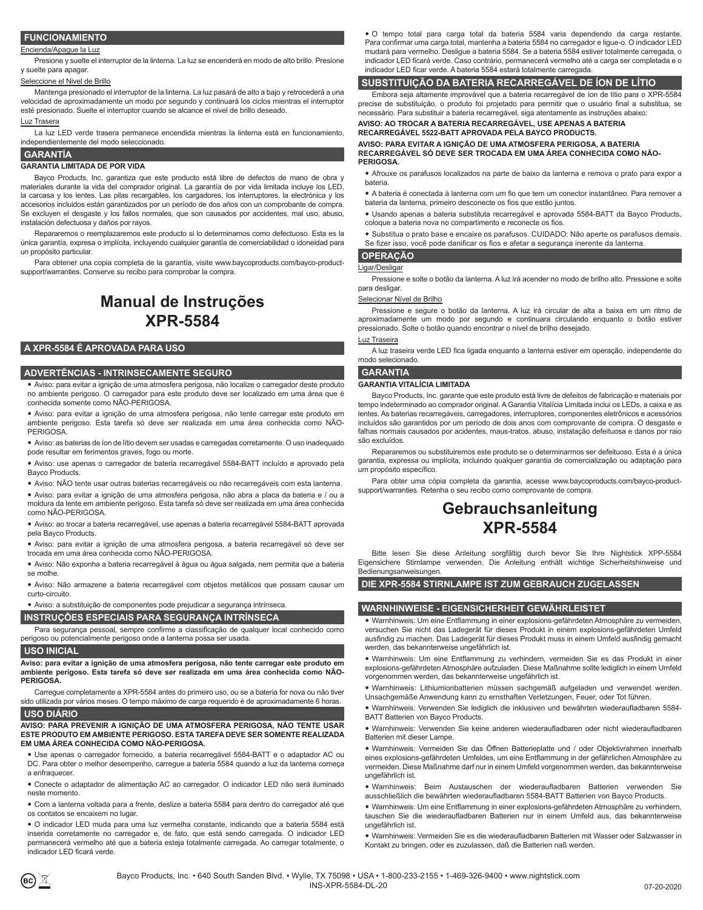## FUNCIONAMIENTO

Encienda/Apague la Luz

Presione y suelte el interruptor de la linterna. La luz se encenderá en modo de alto brillo. Presione y suelte para apagar.

Seleccione el Nivel de Brillo

Mantenga presionado el interruptor de la linterna. La luz pasará de alto a bajo y retrocederá a una velocidad de aproximadamente un modo por segundo y continuará los ciclos mientras el interruptor esté presionado. Suelte el interruptor cuando se alcance el nivel de brillo deseado.

Luz Trasera

La luz LED verde trasera permanece encendida mientras la linterna está en funcionamiento, independientemente del modo seleccionado.

## GARANTÍA

**GARANTIA LIMITADA DE POR VIDA**

Bayco Products, Inc. garantiza que este producto está libre de defectos de mano de obra y materiales durante la vida del comprador original. La garantía de por vida limitada incluye los LED, la carcasa y los lentes. Las pilas recargables, los cargadores, los interruptores, la electrónica y los accesorios incluidos están garantizados por un período de dos años con un comprobante de compra. Se excluyen el desgaste y los fallos normales, que son causados por accidentes, mal uso, abuso, instalación defectuosa y daños por rayos.

Repararemos o reemplazaremos este producto si lo determinamos como defectuoso. Esta es la única garantía, expresa o implícita, incluyendo cualquier garantía de comerciabilidad o idoneidad para un propósito particular.

Para obtener una copia completa de la garantía, visite www.baycoproducts.com/bayco-product-support/warranties. Conserve su recibo para comprobar la compra.

# Manual de Instruções XPR-5584

## A XPR-5584 É APROVADA PARA USO

## ADVERTÊNCIAS - INTRINSECAMENTE SEGURO

- Aviso: para evitar a ignição de uma atmosfera perigosa, não localize o carregador deste produto no ambiente perigoso. O carregador para este produto deve ser localizado em uma área que é conhecida somente como NÃO-PERIGOSA.
- Aviso: para evitar a ignição de uma atmosfera perigosa, não tente carregar este produto em ambiente perigoso. Esta tarefa só deve ser realizada em uma área conhecida como NÃO-PERIGOSA.
- Aviso: as baterias de íon de lítio devem ser usadas e carregadas corretamente. O uso inadequado pode resultar em ferimentos graves, fogo ou morte.
- Aviso: use apenas o carregador de bateria recarregável 5584-BATT incluído e aprovado pela Bayco Products.
- Aviso: NÃO tente usar outras baterias recarregáveis ou não recarregáveis com esta lanterna.
- Aviso: para evitar a ignição de uma atmosfera perigosa, não abra a placa da bateria e / ou a moldura da lente em ambiente perigoso. Esta tarefa só deve ser realizada em uma área conhecida como NÃO-PERIGOSA.
- Aviso: ao trocar a bateria recarregável, use apenas a bateria recarregável 5584-BATT aprovada pela Bayco Products.
- Aviso: para evitar a ignição de uma atmosfera perigosa, a bateria recarregável só deve ser trocada em uma área conhecida como NÃO-PERIGOSA.
- Aviso: Não exponha a bateria recarregável à água ou água salgada, nem permita que a bateria se molhe.
- Aviso: Não armazene a bateria recarregável com objetos metálicos que possam causar um curto-circuito.
- Aviso: a substituição de componentes pode prejudicar a segurança intrínseca.

## INSTRUÇÕES ESPECIAIS PARA SEGURANÇA INTRÍNSECA

Para segurança pessoal, sempre confirme a classificação de qualquer local conhecido como perigoso ou potencialmente perigoso onde a lanterna possa ser usada.

## USO INICIAL

**Aviso: para evitar a ignição de uma atmosfera perigosa, não tente carregar este produto em ambiente perigoso. Esta tarefa só deve ser realizada em uma área conhecida como NÃO-PERIGOSA.**

Carregue completamente a XPR-5584 antes do primeiro uso, ou se a bateria for nova ou não tiver sido utilizada por vários meses. O tempo máximo de carga requerido é de aproximadamente 6 horas.

## USO DIÁRIO

**AVISO: PARA PREVENIR A IGNIÇÃO DE UMA ATMOSFERA PERIGOSA, NÃO TENTE USAR ESTE PRODUTO EM AMBIENTE PERIGOSO. ESTA TAREFA DEVE SER SOMENTE REALIZADA EM UMA ÁREA CONHECIDA COMO NÃO-PERIGOSA.**

- Use apenas o carregador fornecido, a bateria recarregável 5584-BATT e o adaptador AC ou DC. Para obter o melhor desempenho, carregue a bateria 5584 quando a luz da lanterna começa a enfraquecer.
- Conecte o adaptador de alimentação AC ao carregador. O indicador LED não será iluminado neste momento.
- Com a lanterna voltada para a frente, deslize a bateria 5584 para dentro do carregador até que os contatos se encaixem no lugar.
- O indicador LED muda para uma luz vermelha constante, indicando que a bateria 5584 está inserida corretamente no carregador e, de fato, que está sendo carregada. O indicador LED permanecerá vermelho até que a bateria esteja totalmente carregada. Ao carregar totalmente, o indicador LED ficará verde.
- O tempo total para carga total da bateria 5584 varia dependendo da carga restante. Para confirmar uma carga total, mantenha a bateria 5584 no carregador e ligue-o. O indicador LED mudará para vermelho. Desligue a bateria 5584. Se a bateria 5584 estiver totalmente carregada, o indicador LED ficará verde. Caso contrário, permanecerá vermelho até a carga ser completada e o indicador LED ficar verde. A bateria 5584 estará totalmente carregada.

## SUBSTITUIÇÃO DA BATERIA RECARREGÁVEL DE ÍON DE LÍTIO

Embora seja altamente improvável que a bateria recarregável de íon de lítio para o XPR-5584 precise de substituição, o produto foi projetado para permitir que o usuário final a substitua, se necessário. Para substituir a bateria recarregável, siga atentamente as instruções abaixo:

**AVISO: AO TROCAR A BATERIA RECARREGÁVEL, USE APENAS A BATERIA RECARREGÁVEL 5522-BATT APROVADA PELA BAYCO PRODUCTS.**

**AVISO: PARA EVITAR A IGNIÇÃO DE UMA ATMOSFERA PERIGOSA, A BATERIA RECARREGÁVEL SÓ DEVE SER TROCADA EM UMA ÁREA CONHECIDA COMO NÃO-PERIGOSA.**

- Afrouxe os parafusos localizados na parte de baixo da lanterna e remova o prato para expor a bateria.
- A bateria é conectada à lanterna com um fio que tem um conector instantâneo. Para remover a bateria da lanterna, primeiro desconecte os fios que estão juntos.
- Usando apenas a bateria substituta recarregável e aprovada 5584-BATT da Bayco Products, coloque a bateria nova no compartimento e reconecte os fios.
- Substitua o prato base e encaixe os parafusos. CUIDADO: Não aperte os parafusos demais. Se fizer isso, você pode danificar os fios e afetar a segurança inerente da lanterna.

## OPERAÇÃO

Ligar/Desligar

Pressione e solte o botão da lanterna. A luz irá acender no modo de brilho alto. Pressione e solte para desligar.

Selecionar Nível de Brilho

Pressione e segure o botão da lanterna. A luz irá circular de alta a baixa em um ritmo de aproximadamente um modo por segundo e continuara circulando enquanto o botão estiver pressionado. Solte o botão quando encontrar o nível de brilho desejado.

Luz Traseira

A luz traseira verde LED fica ligada enquanto a lanterna estiver em operação, independente do modo selecionado.

## GARANTIA

**GARANTIA VITALÍCIA LIMITADA**

Bayco Products, Inc. garante que este produto está livre de defeitos de fabricação e materiais por tempo indeterminado ao comprador original. A Garantia Vitalícia Limitada inclui os LEDs, a caixa e as lentes. As baterias recarregáveis, carregadores, interruptores, componentes eletrônicos e acessórios incluídos são garantidos por um período de dois anos com comprovante de compra. O desgaste e falhas normais causados por acidentes, maus-tratos, abuso, instalação defeituosa e danos por raio são excluídos.

Repararemos ou substituiremos este produto se o determinarmos ser defeituoso. Esta é a única garantia, expressa ou implícita, incluindo qualquer garantia de comercialização ou adaptação para um propósito específico.

Para obter uma cópia completa da garantia, acesse www.baycoproducts.com/bayco-product-support/warranties. Retenha o seu recibo como comprovante de compra.

# Gebrauchsanleitung XPR-5584

Bitte lesen Sie diese Anleitung sorgfältig durch bevor Sie Ihre Nightstick XPP-5584 Eigensichere Stirnlampe verwenden. Die Anleitung enthält wichtige Sicherheitshinweise und Bedienungsanweisungen.

## DIE XPR-5584 STIRNLAMPE IST ZUM GEBRAUCH ZUGELASSEN

## WARNHINWEISE - EIGENSICHERHEIT GEWÄHRLEISTET

- Warnhinweis: Um eine Entflammung in einer explosions-gefährdeten Atmosphäre zu vermeiden, versuchen Sie nicht das Ladegerät für dieses Produkt in einem explosions-gefährdeten Umfeld ausfindig zu machen. Das Ladegerät für dieses Produkt muss in einem Umfeld ausfindig gemacht werden, das bekannterweise ungefährlich ist.
- Warnhinweis: Um eine Entflammung zu verhindern, vermeiden Sie es das Produkt in einer explosions-gefährdeten Atmosphäre aufzuladen. Diese Maßnahme sollte lediglich in einem Umfeld vorgenommen werden, das bekannterweise ungefährlich ist.
- Warnhinweis: Lithiumionbatterien müssen sachgemäß aufgeladen und verwendet werden. Unsachgemäße Anwendung kann zu ernsthaften Verletzungen, Feuer, oder Tot führen.
- Warnhinweis: Verwenden Sie lediglich die inklusiven und bewährten wiederaufladbaren 5584-BATT Batterien von Bayco Products.
- Warnhinweis: Verwenden Sie keine anderen wiederaufladbaren oder nicht wiederaufladbaren Batterien mit dieser Lampe.
- Warnhinweis: Vermeiden Sie das Öffnen Batterieplatte und / oder Objektivrahmen innerhalb eines explosions-gefährdeten Umfeldes, um eine Entflammung in der gefährlichen Atmosphäre zu vermeiden. Diese Maßnahme darf nur in einem Umfeld vorgenommen werden, das bekannterweise ungefährlich ist.
- Warnhinweis: Beim Austauschen der wiederaufladbaren Batterien verwenden Sie ausschließlich die bewährten wiederaufladbaren 5584-BATT Batterien von Bayco Products.
- Warnhinweis: Um eine Entflammung in einer explosions-gefährdeten Atmosphäre zu verhindern, tauschen Sie die wiederaufladbaren Batterien nur in einem Umfeld aus, das bekannterweise ungefährlich ist.
- Warnhinweis: Vermeiden Sie es die wiederaufladbaren Batterien mit Wasser oder Salzwasser in Kontakt zu bringen, oder es zuzulassen, daß die Batterien naß werden.

Bayco Products, Inc. • 640 South Sanden Blvd. • Wylie, TX 75098 • USA • 1-800-233-2155 • 1-469-326-9400 • www.nightstick.com

INS-XPR-5584-DL-20

07-20-2020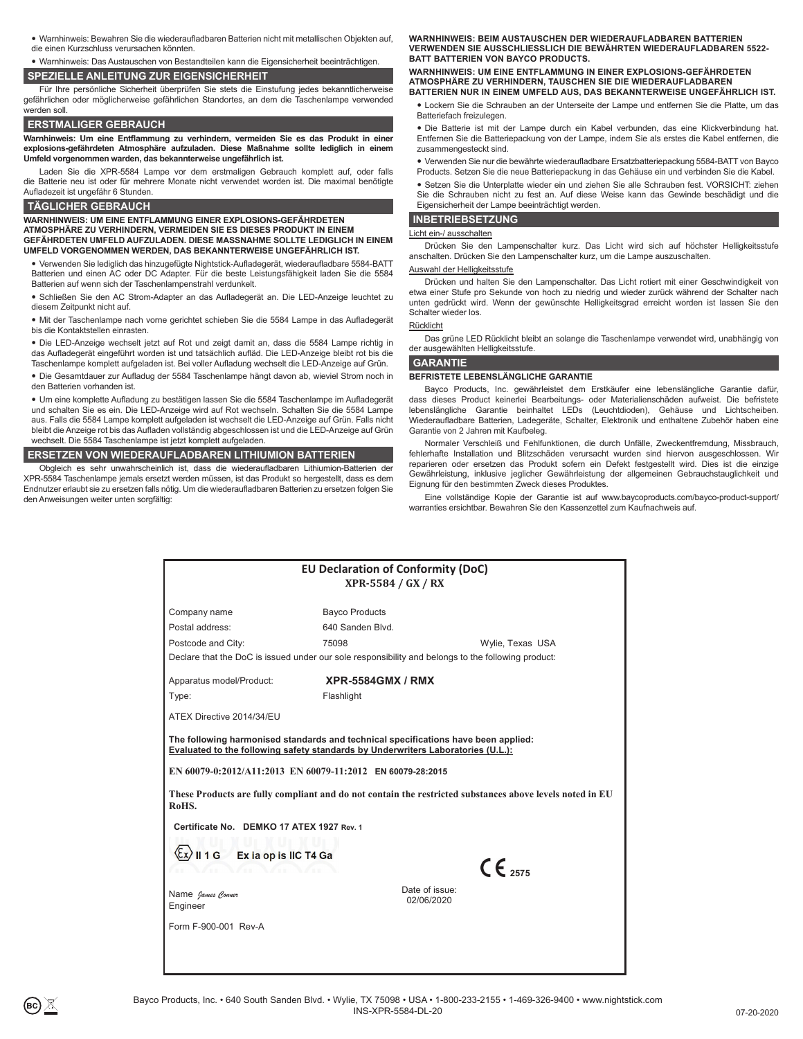- Warnhinweis: Bewahren Sie die wiederaufladbaren Batterien nicht mit metallischen Objekten auf, die einen Kurzschluss verursachen könnten.
- Warnhinweis: Das Austauschen von Bestandteilen kann die Eigensicherheit beeinträchtigen.

## SPEZIELLE ANLEITUNG ZUR EIGENSICHERHEIT

Für Ihre persönliche Sicherheit überprüfen Sie stets die Einstufung jedes bekanntlicherweise gefährlichen oder möglicherweise gefährlichen Standortes, an dem die Taschenlampe verwendet werden soll.

## ERSTMALIGER GEBRAUCH

**Warnhinweis: Um eine Entflammung zu verhindern, vermeiden Sie es das Produkt in einer explosions-gefährdeten Atmosphäre aufzuladen. Diese Maßnahme sollte lediglich in einem Umfeld vorgenommen warden, das bekannterweise ungefährlich ist.**

Laden Sie die XPR-5584 Lampe vor dem erstmaligen Gebrauch komplett auf, oder falls die Batterie neu ist oder für mehrere Monate nicht verwendet worden ist. Die maximal benötigte Aufladezeit ist ungefähr 6 Stunden.

## TÄGLICHER GEBRAUCH

**WARNHINWEIS: UM EINE ENTFLAMMUNG EINER EXPLOSIONS-GEFÄHRDETEN ATMOSPHÄRE ZU VERHINDERN, VERMEIDEN SIE ES DIESES PRODUKT IN EINEM GEFÄHRDETEN UMFELD AUFZULADEN. DIESE MASSNAHME SOLLTE LEDIGLICH IN EINEM UMFELD VORGENOMMEN WERDEN, DAS BEKANNTERWEISE UNGEFÄHRLICH IST.**

- Verwenden Sie lediglich das hinzugefügte Nightstick-Aufladegerät, wiederaufladbare 5584-BATT Batterien und einen AC oder DC Adapter. Für die beste Leistungsfähigkeit laden Sie die 5584 Batterien auf wenn sich der Taschenlampenstrahl verdunkelt.
- Schließen Sie den AC Strom-Adapter an das Aufladegerät an. Die LED-Anzeige leuchtet zu diesem Zeitpunkt nicht auf.
- Mit der Taschenlampe nach vorne gerichtet schieben Sie die 5584 Lampe in das Aufladegerät bis die Kontaktstellen einrasten.
- Die LED-Anzeige wechselt jetzt auf Rot und zeigt damit an, dass die 5584 Lampe richtig in das Aufladegerät eingeführt worden ist und tatsächlich aufläd. Die LED-Anzeige bleibt rot bis die Taschenlampe komplett aufgeladen ist. Bei voller Aufladung wechselt die LED-Anzeige auf Grün.
- Die Gesamtdauer zur Aufladug der 5584 Taschenlampe hängt davon ab, wieviel Strom noch in den Batterien vorhanden ist.
- Um eine komplette Aufladung zu bestätigen lassen Sie die 5584 Taschenlampe im Aufladegerät und schalten Sie es ein. Die LED-Anzeige wird auf Rot wechseln. Schalten Sie die 5584 Lampe aus. Falls die 5584 Lampe komplett aufgeladen ist wechselt die LED-Anzeige auf Grün. Falls nicht bleibt die Anzeige rot bis das Aufladen vollständig abgeschlossen ist und die LED-Anzeige auf Grün wechselt. Die 5584 Taschenlampe ist jetzt komplett aufgeladen.

## ERSETZEN VON WIEDERAUFLADBAREN LITHIUMION BATTERIEN

Obgleich es sehr unwahrscheinlich ist, dass die wiederaufladbaren Lithiumion-Batterien der XPR-5584 Taschenlampe jemals ersetzt werden müssen, ist das Produkt so hergestellt, dass es dem Endnutzer erlaubt sie zu ersetzen falls nötig. Um die wiederaufladbaren Batterien zu ersetzen folgen Sie den Anweisungen weiter unten sorgfältig:

**WARNHINWEIS: BEIM AUSTAUSCHEN DER WIEDERAUFLADBAREN BATTERIEN VERWENDEN SIE AUSSCHLIESSLICH DIE BEWÄHRTEN WIEDERAUFLADBAREN 5522-BATT BATTERIEN VON BAYCO PRODUCTS.**

**WARNHINWEIS: UM EINE ENTFLAMMUNG IN EINER EXPLOSIONS-GEFÄHRDETEN ATMOSPHÄRE ZU VERHINDERN, TAUSCHEN SIE DIE WIEDERAUFLADBAREN BATTERIEN NUR IN EINEM UMFELD AUS, DAS BEKANNTERWEISE UNGEFÄHRLICH IST.**

- Lockern Sie die Schrauben an der Unterseite der Lampe und entfernen Sie die Platte, um das Batteriefach freizulegen.
- Die Batterie ist mit der Lampe durch ein Kabel verbunden, das eine Klickverbindung hat. Entfernen Sie die Batteriepackung von der Lampe, indem Sie als erstes die Kabel entfernen, die zusammengesteckt sind.
- Verwenden Sie nur die bewährte wiederaufladbare Ersatzbatteriepackung 5584-BATT von Bayco Products. Setzen Sie die neue Batteriepackung in das Gehäuse ein und verbinden Sie die Kabel.
- Setzen Sie die Unterplatte wieder ein und ziehen Sie alle Schrauben fest. VORSICHT: ziehen Sie die Schrauben nicht zu fest an. Auf diese Weise kann das Gewinde beschädigt und die Eigensicherheit der Lampe beeinträchtigt werden.

## INBETRIEBSETZUNG

Licht ein-/ ausschalten

Drücken Sie den Lampenschalter kurz. Das Licht wird sich auf höchster Helligkeitsstufe anschalten. Drücken Sie den Lampenschalter kurz, um die Lampe auszuschalten.

Auswahl der Helligkeitsstufe

Drücken und halten Sie den Lampenschalter. Das Licht rotiert mit einer Geschwindigkeit von etwa einer Stufe pro Sekunde von hoch zu niedrig und wieder zurück während der Schalter nach unten gedrückt wird. Wenn der gewünschte Helligkeitsgrad erreicht worden ist lassen Sie den Schalter wieder los.

Rücklicht

Das grüne LED Rücklicht bleibt an solange die Taschenlampe verwendet wird, unabhängig von der ausgewählten Helligkeitsstufe.

## GARANTIE

**BEFRISTETE LEBENSLÄNGLICHE GARANTIE**

Bayco Products, Inc. gewährleistet dem Erstkäufer eine lebenslängliche Garantie dafür, dass dieses Product keinerlei Bearbeitungs- oder Materialienschäden aufweist. Die befristete lebenslängliche Garantie beinhaltet LEDs (Leuchtdioden), Gehäuse und Lichtscheiben. Wiederaufladbare Batterien, Ladegeräte, Schalter, Elektronik und enthaltene Zubehör haben eine Garantie von 2 Jahren mit Kaufbeleg.

Normaler Verschleiß und Fehlfunktionen, die durch Unfälle, Zweckentfremdung, Missbrauch, fehlerhafte Installation und Blitzschäden verursacht wurden sind hiervon ausgeschlossen. Wir reparieren oder ersetzen das Produkt sofern ein Defekt festgestellt wird. Dies ist die einzige Gewährleistung, inklusive jeglicher Gewährleistung der allgemeinen Gebrauchstauglichkeit und Eignung für den bestimmten Zweck dieses Produktes.

Eine vollständige Kopie der Garantie ist auf www.baycoproducts.com/bayco-product-support/warranties ersichtbar. Bewahren Sie den Kassenzettel zum Kaufnachweis auf.

**EU Declaration of Conformity (DoC)**
**XPR-5584 / GX / RX**

| | | |
|---|---|---|
| Company name | Bayco Products | |
| Postal address: | 640 Sanden Blvd. | |
| Postcode and City: | 75098 | Wylie, Texas USA |

Declare that the DoC is issued under our sole responsibility and belongs to the following product:

Apparatus model/Product: **XPR-5584GMX / RMX**

Type: Flashlight

ATEX Directive 2014/34/EU

**The following harmonised standards and technical specifications have been applied:**
**Evaluated to the following safety standards by Underwriters Laboratories (U.L.):**

**EN 60079-0:2012/A11:2013 EN 60079-11:2012 EN 60079-28:2015**

**These Products are fully compliant and do not contain the restricted substances above levels noted in EU RoHS.**

**Certificate No. DEMKO 17 ATEX 1927 Rev. 1**

**Ex II 1 G Ex ia op is IIC T4 Ga**

CE 2575

Name *James Conner*
Engineer

Date of issue: 02/06/2020

Form F-900-001 Rev-A

Bayco Products, Inc. • 640 South Sanden Blvd. • Wylie, TX 75098 • USA • 1-800-233-2155 • 1-469-326-9400 • www.nightstick.com
INS-XPR-5584-DL-20

07-20-2020